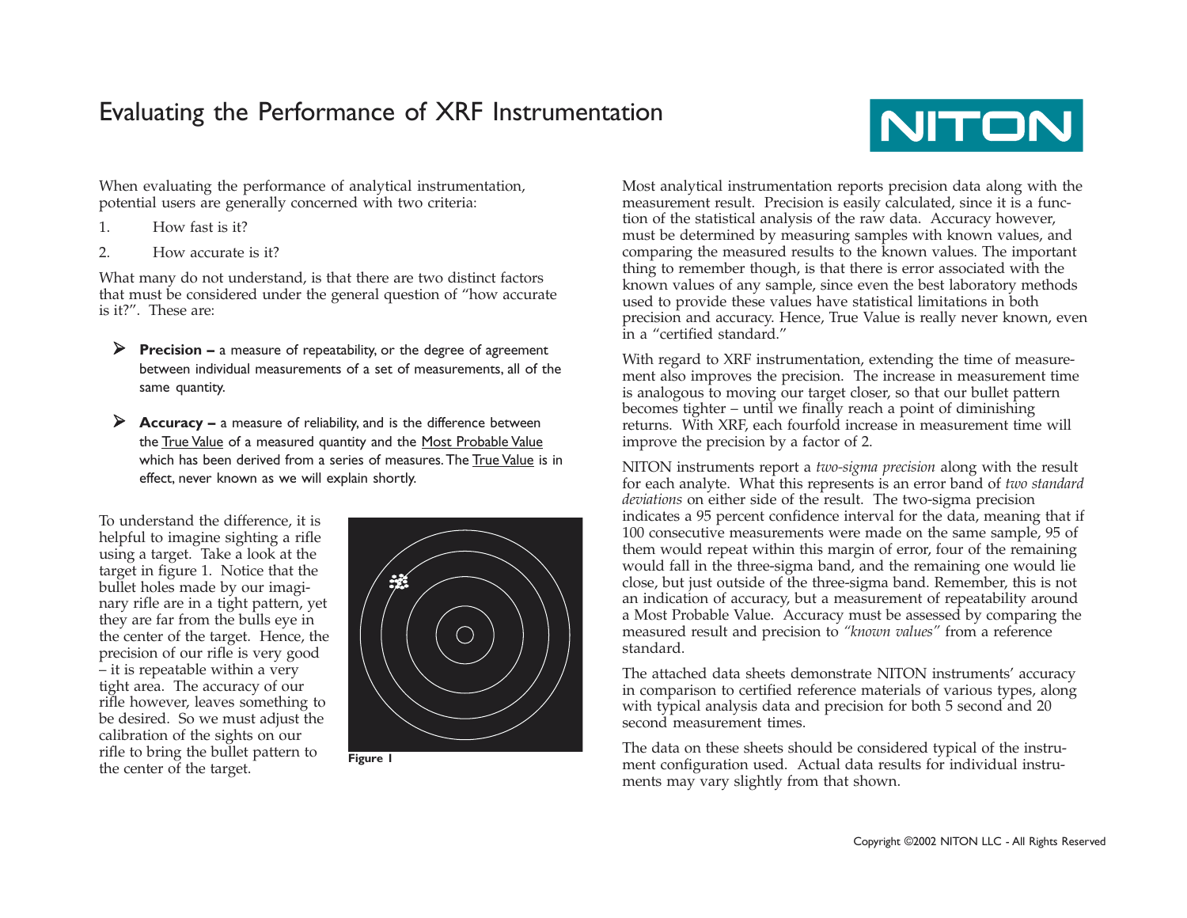# Evaluating the Performance of XRF Instrumentation

NITON

When evaluating the performance of analytical instrumentation, potential users are generally concerned with two criteria:

1. How fast is it?
2. How accurate is it?

What many do not understand, is that there are two distinct factors that must be considered under the general question of "how accurate is it?". These are:

- **Precision –** a measure of repeatability, or the degree of agreement between individual measurements of a set of measurements, all of the same quantity.
- **Accuracy –** a measure of reliability, and is the difference between the True Value of a measured quantity and the Most Probable Value which has been derived from a series of measures. The True Value is in effect, never known as we will explain shortly.

To understand the difference, it is helpful to imagine sighting a rifle using a target. Take a look at the target in figure 1. Notice that the bullet holes made by our imaginary rifle are in a tight pattern, yet they are far from the bulls eye in the center of the target. Hence, the precision of our rifle is very good – it is repeatable within a very tight area. The accuracy of our rifle however, leaves something to be desired. So we must adjust the calibration of the sights on our rifle to bring the bullet pattern to the center of the target.

**Figure 1**

Most analytical instrumentation reports precision data along with the measurement result. Precision is easily calculated, since it is a function of the statistical analysis of the raw data. Accuracy however, must be determined by measuring samples with known values, and comparing the measured results to the known values. The important thing to remember though, is that there is error associated with the known values of any sample, since even the best laboratory methods used to provide these values have statistical limitations in both precision and accuracy. Hence, True Value is really never known, even in a "certified standard."

With regard to XRF instrumentation, extending the time of measurement also improves the precision. The increase in measurement time is analogous to moving our target closer, so that our bullet pattern becomes tighter – until we finally reach a point of diminishing returns. With XRF, each fourfold increase in measurement time will improve the precision by a factor of 2.

NITON instruments report a *two-sigma precision* along with the result for each analyte. What this represents is an error band of *two standard deviations* on either side of the result. The two-sigma precision indicates a 95 percent confidence interval for the data, meaning that if 100 consecutive measurements were made on the same sample, 95 of them would repeat within this margin of error, four of the remaining would fall in the three-sigma band, and the remaining one would lie close, but just outside of the three-sigma band. Remember, this is not an indication of accuracy, but a measurement of repeatability around a Most Probable Value. Accuracy must be assessed by comparing the measured result and precision to *"known values"* from a reference standard.

The attached data sheets demonstrate NITON instruments' accuracy in comparison to certified reference materials of various types, along with typical analysis data and precision for both 5 second and 20 second measurement times.

The data on these sheets should be considered typical of the instrument configuration used. Actual data results for individual instruments may vary slightly from that shown.

Copyright ©2002 NITON LLC - All Rights Reserved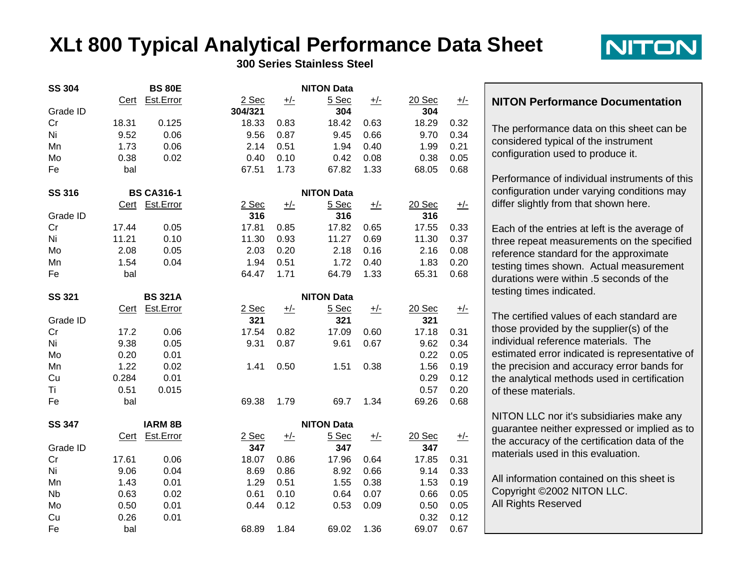# XLt 800 Typical Analytical Performance Data Sheet

**300 Series Stainless Steel**

| **SS 304** | | **BS 80E** | | **NITON Data** | | | | |
|---|---|---|---|---|---|---|---|---|
| | Cert | Est.Error | 2 Sec | +/- | 5 Sec | +/- | 20 Sec | +/- |
| Grade ID | | | **304/321** | | **304** | | **304** | |
| Cr | 18.31 | 0.125 | 18.33 | 0.83 | 18.42 | 0.63 | 18.29 | 0.32 |
| Ni | 9.52 | 0.06 | 9.56 | 0.87 | 9.45 | 0.66 | 9.70 | 0.34 |
| Mn | 1.73 | 0.06 | 2.14 | 0.51 | 1.94 | 0.40 | 1.99 | 0.21 |
| Mo | 0.38 | 0.02 | 0.40 | 0.10 | 0.42 | 0.08 | 0.38 | 0.05 |
| Fe | bal | | 67.51 | 1.73 | 67.82 | 1.33 | 68.05 | 0.68 |

| **SS 316** | | **BS CA316-1** | | **NITON Data** | | | | |
|---|---|---|---|---|---|---|---|---|
| | Cert | Est.Error | 2 Sec | +/- | 5 Sec | +/- | 20 Sec | +/- |
| Grade ID | | | **316** | | **316** | | **316** | |
| Cr | 17.44 | 0.05 | 17.81 | 0.85 | 17.82 | 0.65 | 17.55 | 0.33 |
| Ni | 11.21 | 0.10 | 11.30 | 0.93 | 11.27 | 0.69 | 11.30 | 0.37 |
| Mo | 2.08 | 0.05 | 2.03 | 0.20 | 2.18 | 0.16 | 2.16 | 0.08 |
| Mn | 1.54 | 0.04 | 1.94 | 0.51 | 1.72 | 0.40 | 1.83 | 0.20 |
| Fe | bal | | 64.47 | 1.71 | 64.79 | 1.33 | 65.31 | 0.68 |

| **SS 321** | | **BS 321A** | | **NITON Data** | | | | |
|---|---|---|---|---|---|---|---|---|
| | Cert | Est.Error | 2 Sec | +/- | 5 Sec | +/- | 20 Sec | +/- |
| Grade ID | | | **321** | | **321** | | **321** | |
| Cr | 17.2 | 0.06 | 17.54 | 0.82 | 17.09 | 0.60 | 17.18 | 0.31 |
| Ni | 9.38 | 0.05 | 9.31 | 0.87 | 9.61 | 0.67 | 9.62 | 0.34 |
| Mo | 0.20 | 0.01 | | | | | 0.22 | 0.05 |
| Mn | 1.22 | 0.02 | 1.41 | 0.50 | 1.51 | 0.38 | 1.56 | 0.19 |
| Cu | 0.284 | 0.01 | | | | | 0.29 | 0.12 |
| Ti | 0.51 | 0.015 | | | | | 0.57 | 0.20 |
| Fe | bal | | 69.38 | 1.79 | 69.7 | 1.34 | 69.26 | 0.68 |

| **SS 347** | | **IARM 8B** | | **NITON Data** | | | | |
|---|---|---|---|---|---|---|---|---|
| | Cert | Est.Error | 2 Sec | +/- | 5 Sec | +/- | 20 Sec | +/- |
| Grade ID | | | **347** | | **347** | | **347** | |
| Cr | 17.61 | 0.06 | 18.07 | 0.86 | 17.96 | 0.64 | 17.85 | 0.31 |
| Ni | 9.06 | 0.04 | 8.69 | 0.86 | 8.92 | 0.66 | 9.14 | 0.33 |
| Mn | 1.43 | 0.01 | 1.29 | 0.51 | 1.55 | 0.38 | 1.53 | 0.19 |
| Nb | 0.63 | 0.02 | 0.61 | 0.10 | 0.64 | 0.07 | 0.66 | 0.05 |
| Mo | 0.50 | 0.01 | 0.44 | 0.12 | 0.53 | 0.09 | 0.50 | 0.05 |
| Cu | 0.26 | 0.01 | | | | | 0.32 | 0.12 |
| Fe | bal | | 68.89 | 1.84 | 69.02 | 1.36 | 69.07 | 0.67 |

## NITON Performance Documentation

The performance data on this sheet can be considered typical of the instrument configuration used to produce it.

Performance of individual instruments of this configuration under varying conditions may differ slightly from that shown here.

Each of the entries at left is the average of three repeat measurements on the specified reference standard for the approximate testing times shown. Actual measurement durations were within .5 seconds of the testing times indicated.

The certified values of each standard are those provided by the supplier(s) of the individual reference materials. The estimated error indicated is representative of the precision and accuracy error bands for the analytical methods used in certification of these materials.

NITON LLC nor it's subsidiaries make any guarantee neither expressed or implied as to the accuracy of the certification data of the materials used in this evaluation.

All information contained on this sheet is Copyright ©2002 NITON LLC.
All Rights Reserved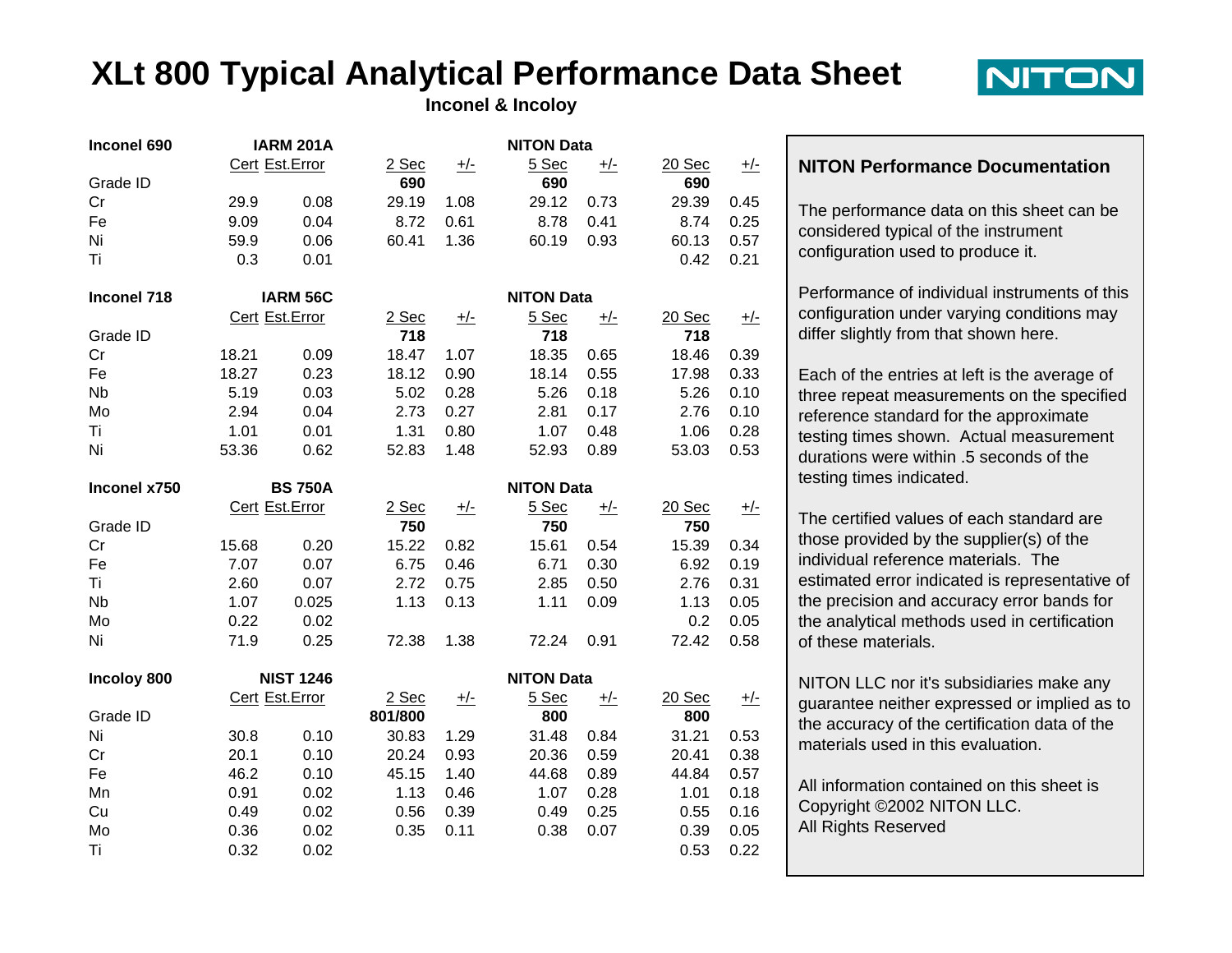# XLt 800 Typical Analytical Performance Data Sheet

**Inconel & Incoloy**

NITON

| **Inconel 690** | **IARM 201A** | | **NITON Data** | | | | | |
|---|---|---|---|---|---|---|---|---|
| | Cert | Est.Error | 2 Sec | +/- | 5 Sec | +/- | 20 Sec | +/- |
| Grade ID | | | **690** | | **690** | | **690** | |
| Cr | 29.9 | 0.08 | 29.19 | 1.08 | 29.12 | 0.73 | 29.39 | 0.45 |
| Fe | 9.09 | 0.04 | 8.72 | 0.61 | 8.78 | 0.41 | 8.74 | 0.25 |
| Ni | 59.9 | 0.06 | 60.41 | 1.36 | 60.19 | 0.93 | 60.13 | 0.57 |
| Ti | 0.3 | 0.01 | | | | | 0.42 | 0.21 |

| **Inconel 718** | **IARM 56C** | | **NITON Data** | | | | | |
|---|---|---|---|---|---|---|---|---|
| | Cert | Est.Error | 2 Sec | +/- | 5 Sec | +/- | 20 Sec | +/- |
| Grade ID | | | **718** | | **718** | | **718** | |
| Cr | 18.21 | 0.09 | 18.47 | 1.07 | 18.35 | 0.65 | 18.46 | 0.39 |
| Fe | 18.27 | 0.23 | 18.12 | 0.90 | 18.14 | 0.55 | 17.98 | 0.33 |
| Nb | 5.19 | 0.03 | 5.02 | 0.28 | 5.26 | 0.18 | 5.26 | 0.10 |
| Mo | 2.94 | 0.04 | 2.73 | 0.27 | 2.81 | 0.17 | 2.76 | 0.10 |
| Ti | 1.01 | 0.01 | 1.31 | 0.80 | 1.07 | 0.48 | 1.06 | 0.28 |
| Ni | 53.36 | 0.62 | 52.83 | 1.48 | 52.93 | 0.89 | 53.03 | 0.53 |

| **Inconel x750** | **BS 750A** | | **NITON Data** | | | | | |
|---|---|---|---|---|---|---|---|---|
| | Cert | Est.Error | 2 Sec | +/- | 5 Sec | +/- | 20 Sec | +/- |
| Grade ID | | | **750** | | **750** | | **750** | |
| Cr | 15.68 | 0.20 | 15.22 | 0.82 | 15.61 | 0.54 | 15.39 | 0.34 |
| Fe | 7.07 | 0.07 | 6.75 | 0.46 | 6.71 | 0.30 | 6.92 | 0.19 |
| Ti | 2.60 | 0.07 | 2.72 | 0.75 | 2.85 | 0.50 | 2.76 | 0.31 |
| Nb | 1.07 | 0.025 | 1.13 | 0.13 | 1.11 | 0.09 | 1.13 | 0.05 |
| Mo | 0.22 | 0.02 | | | | | 0.2 | 0.05 |
| Ni | 71.9 | 0.25 | 72.38 | 1.38 | 72.24 | 0.91 | 72.42 | 0.58 |

| **Incoloy 800** | **NIST 1246** | | **NITON Data** | | | | | |
|---|---|---|---|---|---|---|---|---|
| | Cert | Est.Error | 2 Sec | +/- | 5 Sec | +/- | 20 Sec | +/- |
| Grade ID | | | **801/800** | | **800** | | **800** | |
| Ni | 30.8 | 0.10 | 30.83 | 1.29 | 31.48 | 0.84 | 31.21 | 0.53 |
| Cr | 20.1 | 0.10 | 20.24 | 0.93 | 20.36 | 0.59 | 20.41 | 0.38 |
| Fe | 46.2 | 0.10 | 45.15 | 1.40 | 44.68 | 0.89 | 44.84 | 0.57 |
| Mn | 0.91 | 0.02 | 1.13 | 0.46 | 1.07 | 0.28 | 1.01 | 0.18 |
| Cu | 0.49 | 0.02 | 0.56 | 0.39 | 0.49 | 0.25 | 0.55 | 0.16 |
| Mo | 0.36 | 0.02 | 0.35 | 0.11 | 0.38 | 0.07 | 0.39 | 0.05 |
| Ti | 0.32 | 0.02 | | | | | 0.53 | 0.22 |

**NITON Performance Documentation**

The performance data on this sheet can be considered typical of the instrument configuration used to produce it.

Performance of individual instruments of this configuration under varying conditions may differ slightly from that shown here.

Each of the entries at left is the average of three repeat measurements on the specified reference standard for the approximate testing times shown. Actual measurement durations were within .5 seconds of the testing times indicated.

The certified values of each standard are those provided by the supplier(s) of the individual reference materials. The estimated error indicated is representative of the precision and accuracy error bands for the analytical methods used in certification of these materials.

NITON LLC nor it's subsidiaries make any guarantee neither expressed or implied as to the accuracy of the certification data of the materials used in this evaluation.

All information contained on this sheet is Copyright ©2002 NITON LLC.
All Rights Reserved